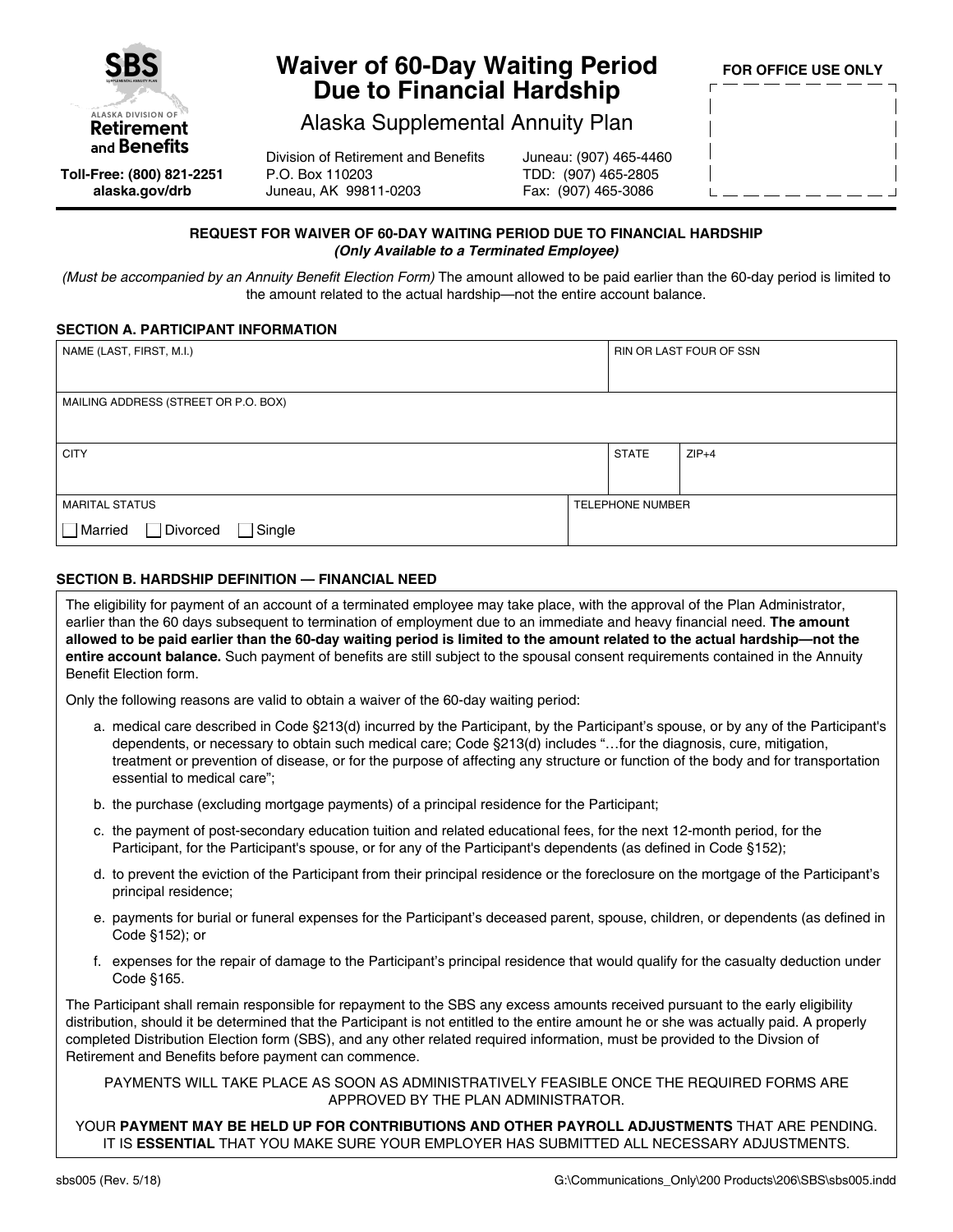SBS — Supplemental Annuity Plan

Alaska Division of Retirement and Benefits

Toll-Free: (800) 821-2251
alaska.gov/drb

# Waiver of 60-Day Waiting Period Due to Financial Hardship

## Alaska Supplemental Annuity Plan

Division of Retirement and Benefits
P.O. Box 110203
Juneau, AK 99811-0203

Juneau: (907) 465-4460
TDD: (907) 465-2805
Fax: (907) 465-3086

FOR OFFICE USE ONLY

**REQUEST FOR WAIVER OF 60-DAY WAITING PERIOD DUE TO FINANCIAL HARDSHIP**
***(Only Available to a Terminated Employee)***

*(Must be accompanied by an Annuity Benefit Election Form)* The amount allowed to be paid earlier than the 60-day period is limited to the amount related to the actual hardship—not the entire account balance.

### SECTION A. PARTICIPANT INFORMATION

| NAME (LAST, FIRST, M.I.) | | RIN OR LAST FOUR OF SSN |
|---|---|---|
| MAILING ADDRESS (STREET OR P.O. BOX) | | |
| CITY | STATE | ZIP+4 |
| MARITAL STATUS ☐ Married ☐ Divorced ☐ Single | TELEPHONE NUMBER | |

### SECTION B. HARDSHIP DEFINITION — FINANCIAL NEED

The eligibility for payment of an account of a terminated employee may take place, with the approval of the Plan Administrator, earlier than the 60 days subsequent to termination of employment due to an immediate and heavy financial need. **The amount allowed to be paid earlier than the 60-day waiting period is limited to the amount related to the actual hardship—not the entire account balance.** Such payment of benefits are still subject to the spousal consent requirements contained in the Annuity Benefit Election form.

Only the following reasons are valid to obtain a waiver of the 60-day waiting period:

a. medical care described in Code §213(d) incurred by the Participant, by the Participant's spouse, or by any of the Participant's dependents, or necessary to obtain such medical care; Code §213(d) includes "…for the diagnosis, cure, mitigation, treatment or prevention of disease, or for the purpose of affecting any structure or function of the body and for transportation essential to medical care";

b. the purchase (excluding mortgage payments) of a principal residence for the Participant;

c. the payment of post-secondary education tuition and related educational fees, for the next 12-month period, for the Participant, for the Participant's spouse, or for any of the Participant's dependents (as defined in Code §152);

d. to prevent the eviction of the Participant from their principal residence or the foreclosure on the mortgage of the Participant's principal residence;

e. payments for burial or funeral expenses for the Participant's deceased parent, spouse, children, or dependents (as defined in Code §152); or

f. expenses for the repair of damage to the Participant's principal residence that would qualify for the casualty deduction under Code §165.

The Participant shall remain responsible for repayment to the SBS any excess amounts received pursuant to the early eligibility distribution, should it be determined that the Participant is not entitled to the entire amount he or she was actually paid. A properly completed Distribution Election form (SBS), and any other related required information, must be provided to the Divsion of Retirement and Benefits before payment can commence.

PAYMENTS WILL TAKE PLACE AS SOON AS ADMINISTRATIVELY FEASIBLE ONCE THE REQUIRED FORMS ARE APPROVED BY THE PLAN ADMINISTRATOR.

YOUR **PAYMENT MAY BE HELD UP FOR CONTRIBUTIONS AND OTHER PAYROLL ADJUSTMENTS** THAT ARE PENDING. IT IS **ESSENTIAL** THAT YOU MAKE SURE YOUR EMPLOYER HAS SUBMITTED ALL NECESSARY ADJUSTMENTS.

sbs005 (Rev. 5/18) G:\Communications_Only\200 Products\206\SBS\sbs005.indd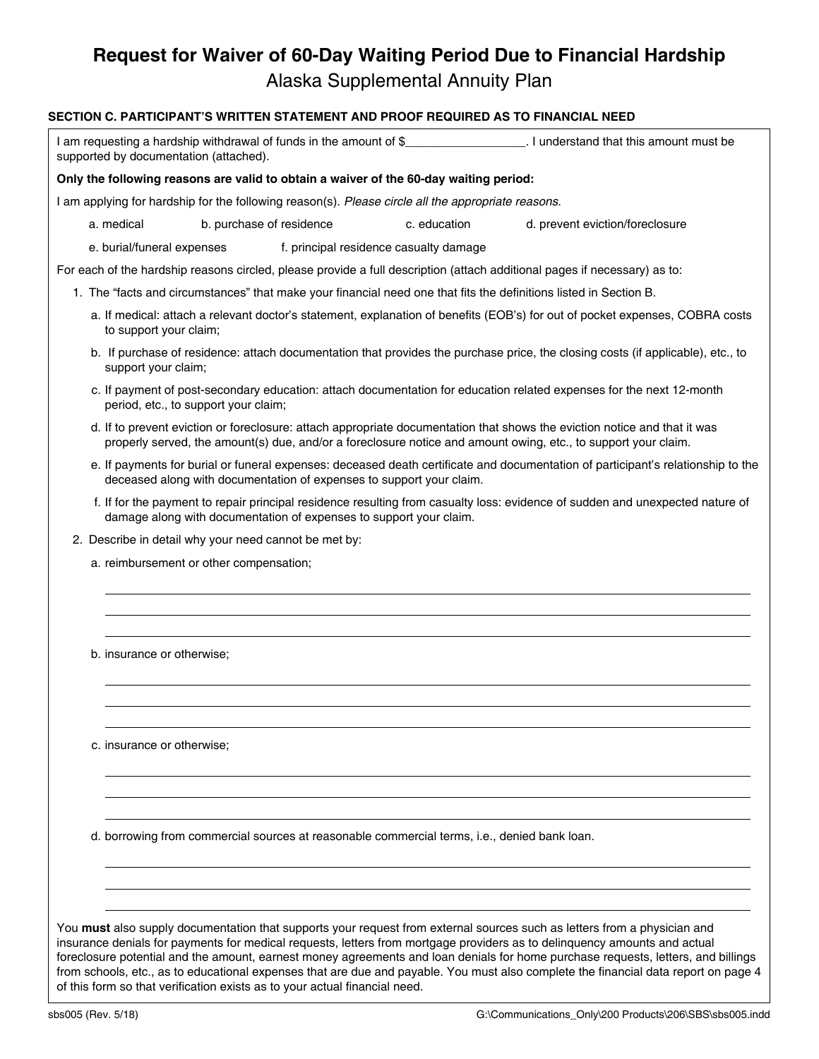# Request for Waiver of 60-Day Waiting Period Due to Financial Hardship

## Alaska Supplemental Annuity Plan

### SECTION C. PARTICIPANT'S WRITTEN STATEMENT AND PROOF REQUIRED AS TO FINANCIAL NEED

I am requesting a hardship withdrawal of funds in the amount of $__________________. I understand that this amount must be supported by documentation (attached).

**Only the following reasons are valid to obtain a waiver of the 60-day waiting period:**

I am applying for hardship for the following reason(s). *Please circle all the appropriate reasons.*

a. medical   b. purchase of residence   c. education   d. prevent eviction/foreclosure

e. burial/funeral expenses   f. principal residence casualty damage

For each of the hardship reasons circled, please provide a full description (attach additional pages if necessary) as to:

1. The "facts and circumstances" that make your financial need one that fits the definitions listed in Section B.
   a. If medical: attach a relevant doctor's statement, explanation of benefits (EOB's) for out of pocket expenses, COBRA costs to support your claim;
   b. If purchase of residence: attach documentation that provides the purchase price, the closing costs (if applicable), etc., to support your claim;
   c. If payment of post-secondary education: attach documentation for education related expenses for the next 12-month period, etc., to support your claim;
   d. If to prevent eviction or foreclosure: attach appropriate documentation that shows the eviction notice and that it was properly served, the amount(s) due, and/or a foreclosure notice and amount owing, etc., to support your claim.
   e. If payments for burial or funeral expenses: deceased death certificate and documentation of participant's relationship to the deceased along with documentation of expenses to support your claim.
   f. If for the payment to repair principal residence resulting from casualty loss: evidence of sudden and unexpected nature of damage along with documentation of expenses to support your claim.
2. Describe in detail why your need cannot be met by:
   a. reimbursement or other compensation;

      ______________________________________________________________________

      ______________________________________________________________________

      ______________________________________________________________________

   b. insurance or otherwise;

      ______________________________________________________________________

      ______________________________________________________________________

      ______________________________________________________________________

   c. insurance or otherwise;

      ______________________________________________________________________

      ______________________________________________________________________

      ______________________________________________________________________

   d. borrowing from commercial sources at reasonable commercial terms, i.e., denied bank loan.

      ______________________________________________________________________

      ______________________________________________________________________

      ______________________________________________________________________

You **must** also supply documentation that supports your request from external sources such as letters from a physician and insurance denials for payments for medical requests, letters from mortgage providers as to delinquency amounts and actual foreclosure potential and the amount, earnest money agreements and loan denials for home purchase requests, letters, and billings from schools, etc., as to educational expenses that are due and payable. You must also complete the financial data report on page 4 of this form so that verification exists as to your actual financial need.

sbs005 (Rev. 5/18)   G:\Communications_Only\200 Products\206\SBS\sbs005.indd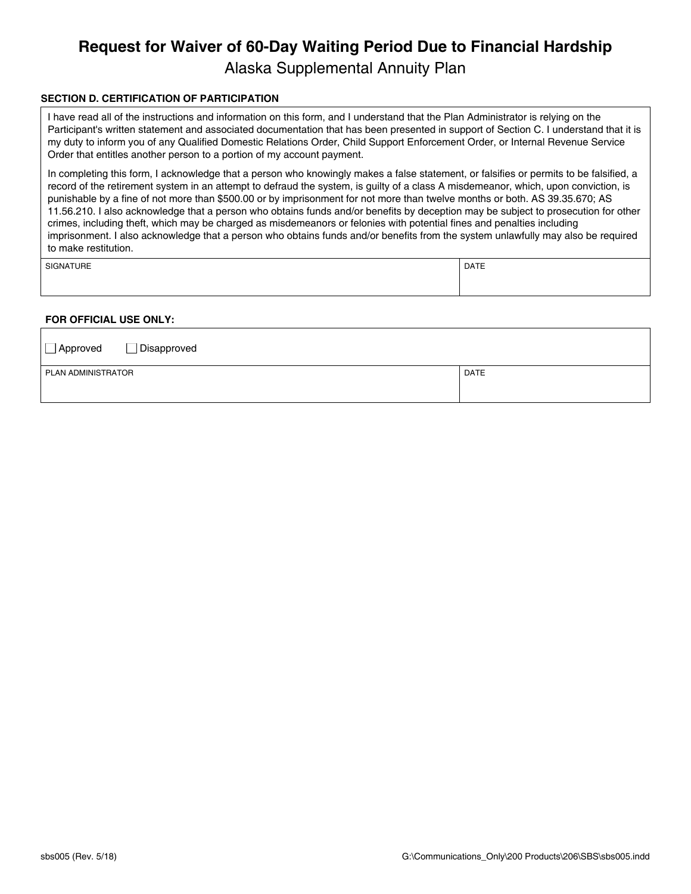# Request for Waiver of 60-Day Waiting Period Due to Financial Hardship

## Alaska Supplemental Annuity Plan

### SECTION D. CERTIFICATION OF PARTICIPATION

I have read all of the instructions and information on this form, and I understand that the Plan Administrator is relying on the Participant's written statement and associated documentation that has been presented in support of Section C. I understand that it is my duty to inform you of any Qualified Domestic Relations Order, Child Support Enforcement Order, or Internal Revenue Service Order that entitles another person to a portion of my account payment.

In completing this form, I acknowledge that a person who knowingly makes a false statement, or falsifies or permits to be falsified, a record of the retirement system in an attempt to defraud the system, is guilty of a class A misdemeanor, which, upon conviction, is punishable by a fine of not more than $500.00 or by imprisonment for not more than twelve months or both. AS 39.35.670; AS 11.56.210. I also acknowledge that a person who obtains funds and/or benefits by deception may be subject to prosecution for other crimes, including theft, which may be charged as misdemeanors or felonies with potential fines and penalties including imprisonment. I also acknowledge that a person who obtains funds and/or benefits from the system unlawfully may also be required to make restitution.

| SIGNATURE | DATE |
|---|---|
| | |

### FOR OFFICIAL USE ONLY:

☐ Approved ☐ Disapproved

| PLAN ADMINISTRATOR | DATE |
|---|---|
| | |

sbs005 (Rev. 5/18) G:\Communications_Only\200 Products\206\SBS\sbs005.indd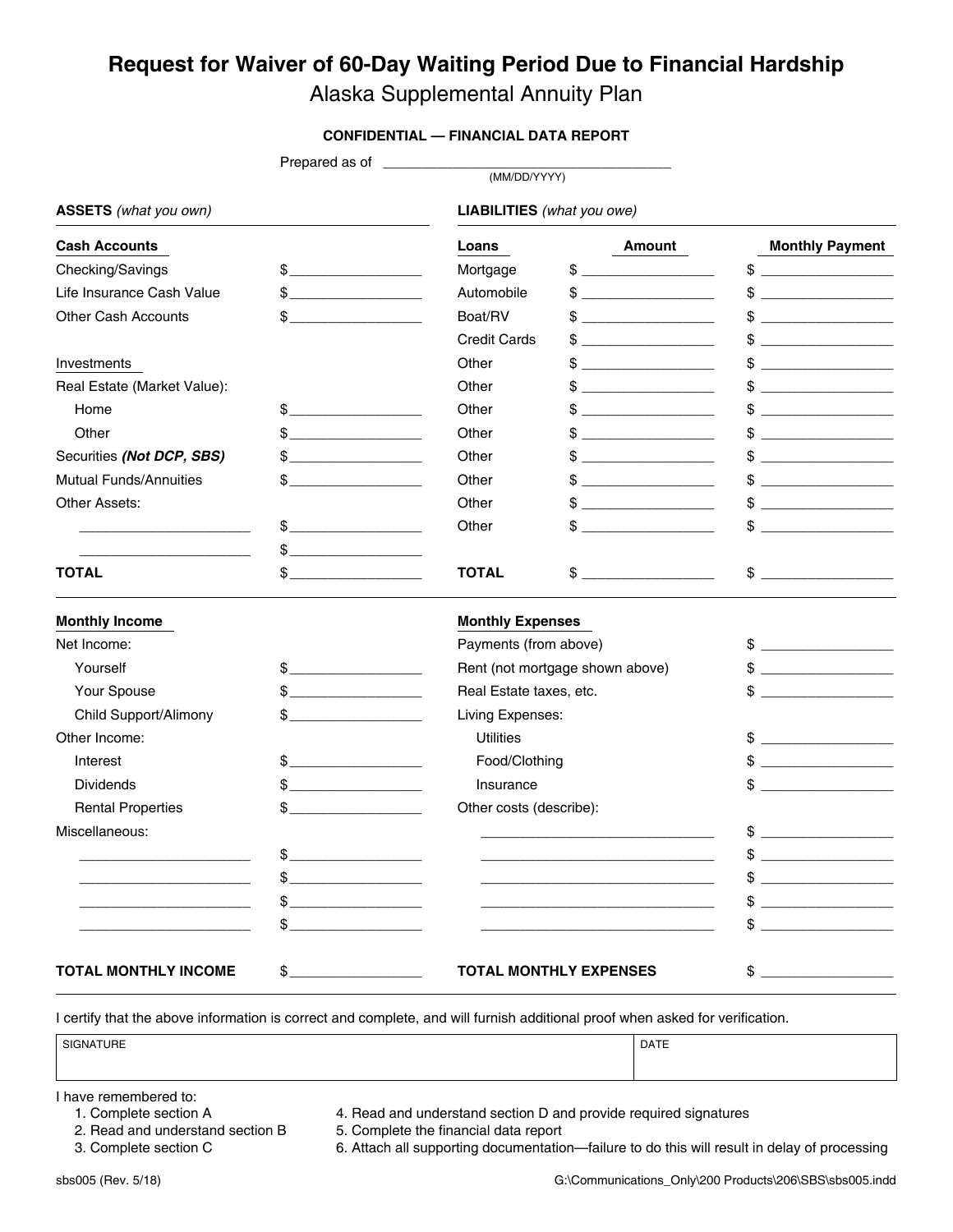# Request for Waiver of 60-Day Waiting Period Due to Financial Hardship

## Alaska Supplemental Annuity Plan

**CONFIDENTIAL — FINANCIAL DATA REPORT**

Prepared as of ______________________________
(MM/DD/YYYY)

| **ASSETS** *(what you own)* | | **LIABILITIES** *(what you owe)* | | |
|---|---|---|---|---|
| **Cash Accounts** | | **Loans** | **Amount** | **Monthly Payment** |
| Checking/Savings | $ | Mortgage | $ | $ |
| Life Insurance Cash Value | $ | Automobile | $ | $ |
| Other Cash Accounts | $ | Boat/RV | $ | $ |
| | | Credit Cards | $ | $ |
| Investments | | Other | $ | $ |
| Real Estate (Market Value): | | Other | $ | $ |
| Home | $ | Other | $ | $ |
| Other | $ | Other | $ | $ |
| Securities ***(Not DCP, SBS)*** | $ | Other | $ | $ |
| Mutual Funds/Annuities | $ | Other | $ | $ |
| Other Assets: | | Other | $ | $ |
| ____________________ | $ | Other | $ | $ |
| ____________________ | $ | | | |
| **TOTAL** | $ | **TOTAL** | $ | $ |

| **Monthly Income** | | **Monthly Expenses** | |
|---|---|---|---|
| Net Income: | | Payments (from above) | $ |
| Yourself | $ | Rent (not mortgage shown above) | $ |
| Your Spouse | $ | Real Estate taxes, etc. | $ |
| Child Support/Alimony | $ | Living Expenses: | |
| Other Income: | | Utilities | $ |
| Interest | $ | Food/Clothing | $ |
| Dividends | $ | Insurance | $ |
| Rental Properties | $ | Other costs (describe): | |
| Miscellaneous: | | ____________________ | $ |
| ____________________ | $ | ____________________ | $ |
| ____________________ | $ | ____________________ | $ |
| ____________________ | $ | ____________________ | $ |
| ____________________ | $ | ____________________ | $ |
| **TOTAL MONTHLY INCOME** | $ | **TOTAL MONTHLY EXPENSES** | $ |

I certify that the above information is correct and complete, and will furnish additional proof when asked for verification.

| SIGNATURE | DATE |
|---|---|
| | |

I have remembered to:

1. Complete section A
2. Read and understand section B
3. Complete section C
4. Read and understand section D and provide required signatures
5. Complete the financial data report
6. Attach all supporting documentation—failure to do this will result in delay of processing

sbs005 (Rev. 5/18)

G:\Communications_Only\200 Products\206\SBS\sbs005.indd